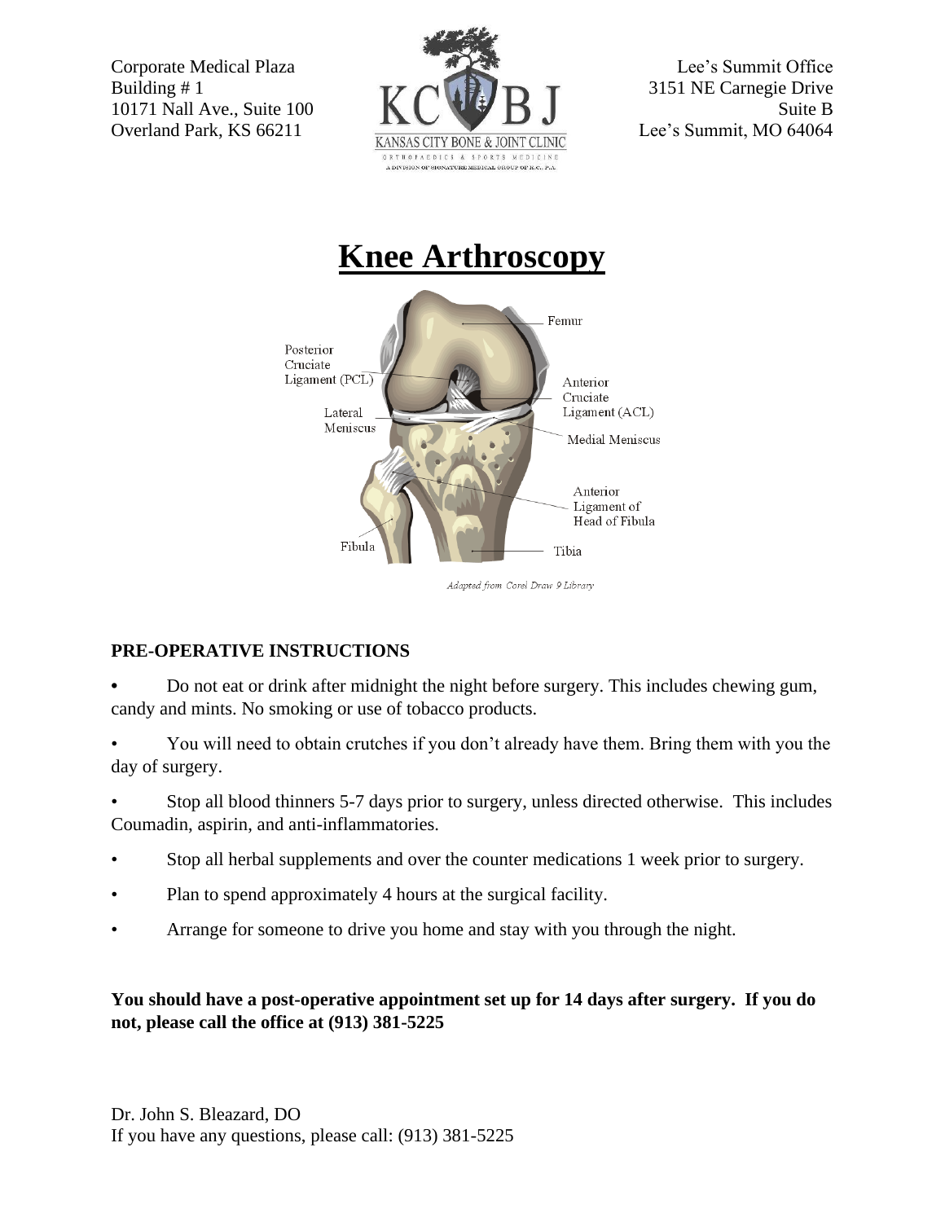Corporate Medical Plaza
Building # 1
10171 Nall Ave., Suite 100
Overland Park, KS 66211

Lee's Summit Office
3151 NE Carnegie Drive
Suite B
Lee's Summit, MO 64064

# Knee Arthroscopy

Femur
Posterior Cruciate Ligament (PCL)
Anterior Cruciate Ligament (ACL)
Lateral Meniscus
Medial Meniscus
Anterior Ligament of Head of Fibula
Fibula
Tibia

*Adapted from Corel Draw 9 Library*

## PRE-OPERATIVE INSTRUCTIONS

- Do not eat or drink after midnight the night before surgery. This includes chewing gum, candy and mints. No smoking or use of tobacco products.
- You will need to obtain crutches if you don't already have them. Bring them with you the day of surgery.
- Stop all blood thinners 5-7 days prior to surgery, unless directed otherwise. This includes Coumadin, aspirin, and anti-inflammatories.
- Stop all herbal supplements and over the counter medications 1 week prior to surgery.
- Plan to spend approximately 4 hours at the surgical facility.
- Arrange for someone to drive you home and stay with you through the night.

**You should have a post-operative appointment set up for 14 days after surgery. If you do not, please call the office at (913) 381-5225**

Dr. John S. Bleazard, DO
If you have any questions, please call: (913) 381-5225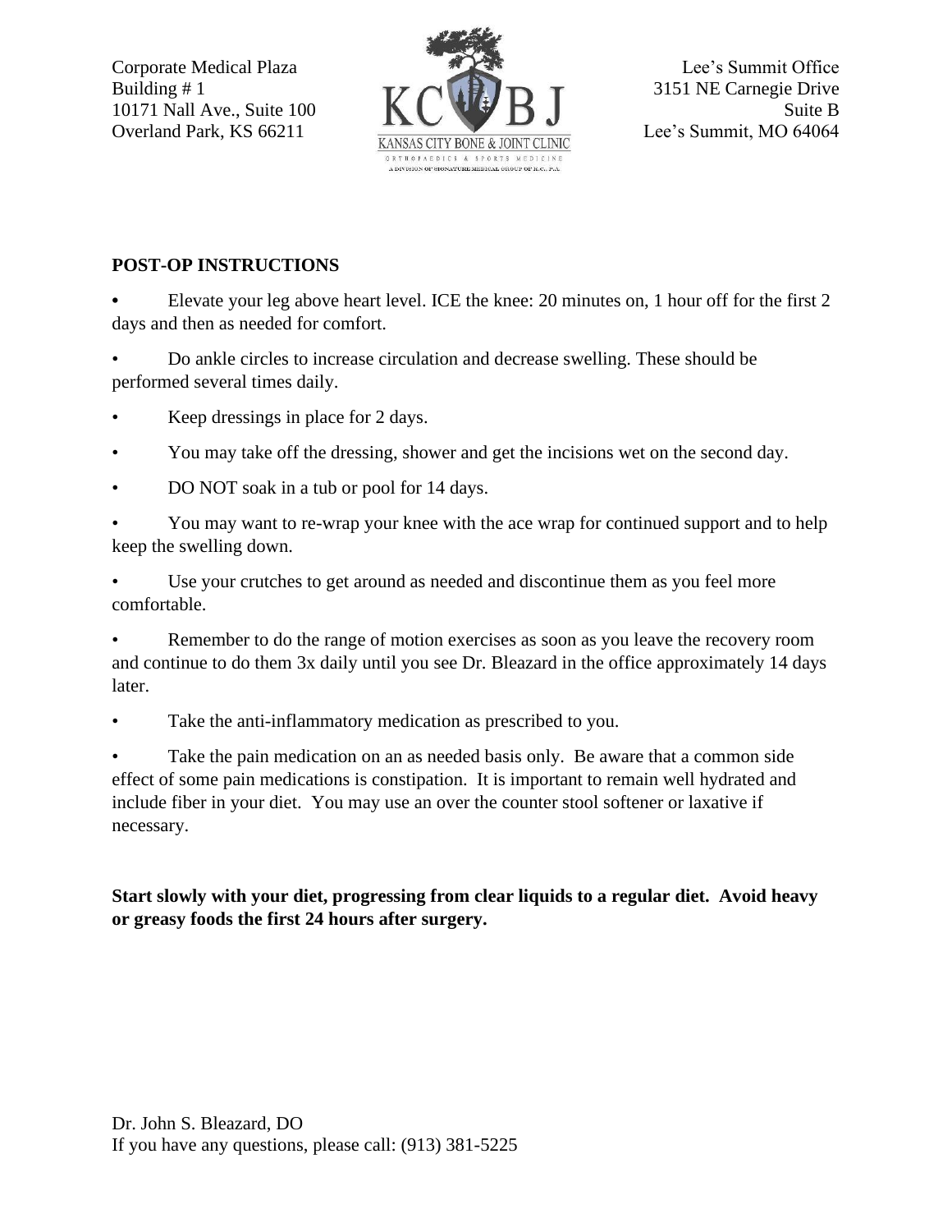Corporate Medical Plaza
Building # 1
10171 Nall Ave., Suite 100
Overland Park, KS 66211

KANSAS CITY BONE & JOINT CLINIC
ORTHOPAEDICS & SPORTS MEDICINE
A DIVISION OF SIGNATURE MEDICAL GROUP OF K.C., P.A.

Lee's Summit Office
3151 NE Carnegie Drive
Suite B
Lee's Summit, MO 64064

**POST-OP INSTRUCTIONS**

- Elevate your leg above heart level. ICE the knee: 20 minutes on, 1 hour off for the first 2 days and then as needed for comfort.
- Do ankle circles to increase circulation and decrease swelling. These should be performed several times daily.
- Keep dressings in place for 2 days.
- You may take off the dressing, shower and get the incisions wet on the second day.
- DO NOT soak in a tub or pool for 14 days.
- You may want to re-wrap your knee with the ace wrap for continued support and to help keep the swelling down.
- Use your crutches to get around as needed and discontinue them as you feel more comfortable.
- Remember to do the range of motion exercises as soon as you leave the recovery room and continue to do them 3x daily until you see Dr. Bleazard in the office approximately 14 days later.
- Take the anti-inflammatory medication as prescribed to you.
- Take the pain medication on an as needed basis only. Be aware that a common side effect of some pain medications is constipation. It is important to remain well hydrated and include fiber in your diet. You may use an over the counter stool softener or laxative if necessary.

**Start slowly with your diet, progressing from clear liquids to a regular diet. Avoid heavy or greasy foods the first 24 hours after surgery.**

Dr. John S. Bleazard, DO
If you have any questions, please call: (913) 381-5225